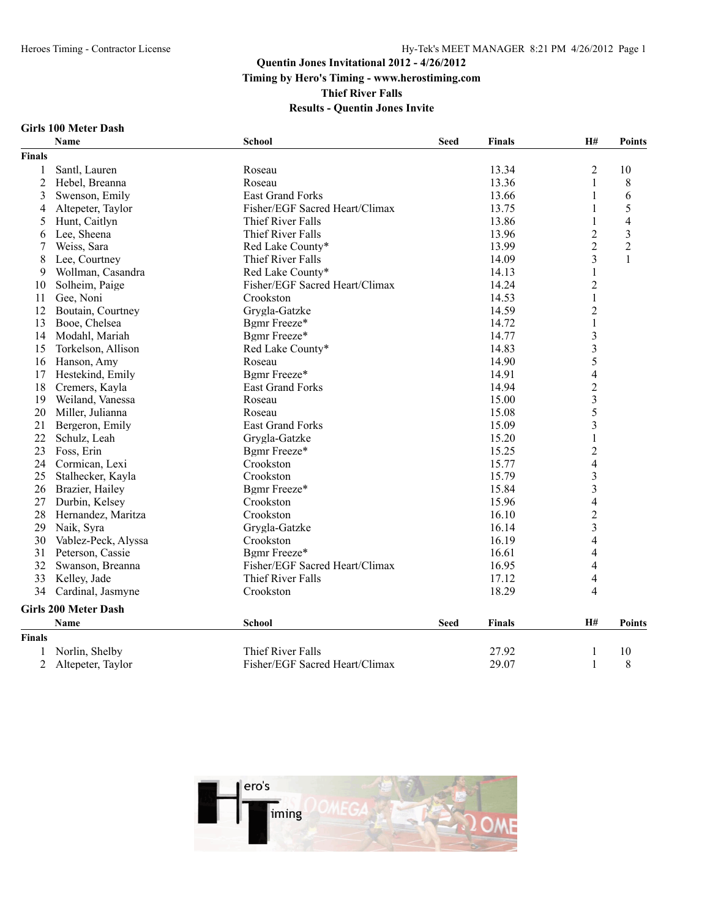# Quentin Jones Invitational 2012 - 4/26/2012

**Timing by Hero's Timing - www.herostiming.com**

**Thief River Falls**

**Results - Quentin Jones Invite**

## Girls 100 Meter Dash

| | Name | School | Seed | Finals | H# | Points |
|---|---|---|---|---|---|---|
| **Finals** | | | | | | |
| 1 | Santl, Lauren | Roseau | | 13.34 | 2 | 10 |
| 2 | Hebel, Breanna | Roseau | | 13.36 | 1 | 8 |
| 3 | Swenson, Emily | East Grand Forks | | 13.66 | 1 | 6 |
| 4 | Altepeter, Taylor | Fisher/EGF Sacred Heart/Climax | | 13.75 | 1 | 5 |
| 5 | Hunt, Caitlyn | Thief River Falls | | 13.86 | 1 | 4 |
| 6 | Lee, Sheena | Thief River Falls | | 13.96 | 2 | 3 |
| 7 | Weiss, Sara | Red Lake County* | | 13.99 | 2 | 2 |
| 8 | Lee, Courtney | Thief River Falls | | 14.09 | 3 | 1 |
| 9 | Wollman, Casandra | Red Lake County* | | 14.13 | 1 | |
| 10 | Solheim, Paige | Fisher/EGF Sacred Heart/Climax | | 14.24 | 2 | |
| 11 | Gee, Noni | Crookston | | 14.53 | 1 | |
| 12 | Boutain, Courtney | Grygla-Gatzke | | 14.59 | 2 | |
| 13 | Booe, Chelsea | Bgmr Freeze* | | 14.72 | 1 | |
| 14 | Modahl, Mariah | Bgmr Freeze* | | 14.77 | 3 | |
| 15 | Torkelson, Allison | Red Lake County* | | 14.83 | 3 | |
| 16 | Hanson, Amy | Roseau | | 14.90 | 5 | |
| 17 | Hestekind, Emily | Bgmr Freeze* | | 14.91 | 4 | |
| 18 | Cremers, Kayla | East Grand Forks | | 14.94 | 2 | |
| 19 | Weiland, Vanessa | Roseau | | 15.00 | 3 | |
| 20 | Miller, Julianna | Roseau | | 15.08 | 5 | |
| 21 | Bergeron, Emily | East Grand Forks | | 15.09 | 3 | |
| 22 | Schulz, Leah | Grygla-Gatzke | | 15.20 | 1 | |
| 23 | Foss, Erin | Bgmr Freeze* | | 15.25 | 2 | |
| 24 | Cormican, Lexi | Crookston | | 15.77 | 4 | |
| 25 | Stalhecker, Kayla | Crookston | | 15.79 | 3 | |
| 26 | Brazier, Hailey | Bgmr Freeze* | | 15.84 | 3 | |
| 27 | Durbin, Kelsey | Crookston | | 15.96 | 4 | |
| 28 | Hernandez, Maritza | Crookston | | 16.10 | 2 | |
| 29 | Naik, Syra | Grygla-Gatzke | | 16.14 | 3 | |
| 30 | Vablez-Peck, Alyssa | Crookston | | 16.19 | 4 | |
| 31 | Peterson, Cassie | Bgmr Freeze* | | 16.61 | 4 | |
| 32 | Swanson, Breanna | Fisher/EGF Sacred Heart/Climax | | 16.95 | 4 | |
| 33 | Kelley, Jade | Thief River Falls | | 17.12 | 4 | |
| 34 | Cardinal, Jasmyne | Crookston | | 18.29 | 4 | |

## Girls 200 Meter Dash

| | Name | School | Seed | Finals | H# | Points |
|---|---|---|---|---|---|---|
| **Finals** | | | | | | |
| 1 | Norlin, Shelby | Thief River Falls | | 27.92 | 1 | 10 |
| 2 | Altepeter, Taylor | Fisher/EGF Sacred Heart/Climax | | 29.07 | 1 | 8 |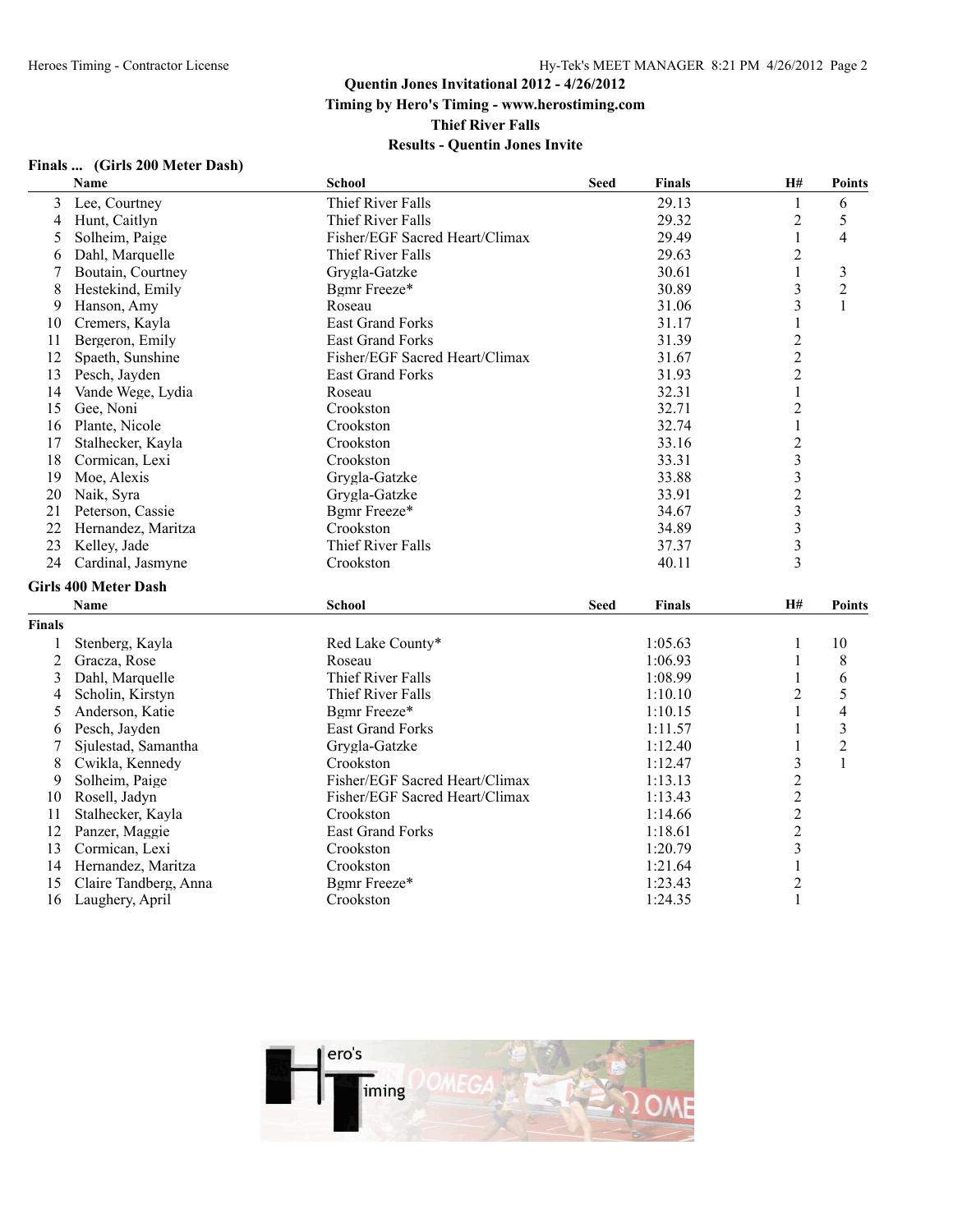# Quentin Jones Invitational 2012 - 4/26/2012

**Timing by Hero's Timing - www.herostiming.com**

**Thief River Falls**

**Results - Quentin Jones Invite**

### Finals ... (Girls 200 Meter Dash)

| | Name | School | Seed | Finals | H# | Points |
|---|---|---|---|---|---|---|
| 3 | Lee, Courtney | Thief River Falls | | 29.13 | 1 | 6 |
| 4 | Hunt, Caitlyn | Thief River Falls | | 29.32 | 2 | 5 |
| 5 | Solheim, Paige | Fisher/EGF Sacred Heart/Climax | | 29.49 | 1 | 4 |
| 6 | Dahl, Marquelle | Thief River Falls | | 29.63 | 2 | |
| 7 | Boutain, Courtney | Grygla-Gatzke | | 30.61 | 1 | 3 |
| 8 | Hestekind, Emily | Bgmr Freeze* | | 30.89 | 3 | 2 |
| 9 | Hanson, Amy | Roseau | | 31.06 | 3 | 1 |
| 10 | Cremers, Kayla | East Grand Forks | | 31.17 | 1 | |
| 11 | Bergeron, Emily | East Grand Forks | | 31.39 | 2 | |
| 12 | Spaeth, Sunshine | Fisher/EGF Sacred Heart/Climax | | 31.67 | 2 | |
| 13 | Pesch, Jayden | East Grand Forks | | 31.93 | 2 | |
| 14 | Vande Wege, Lydia | Roseau | | 32.31 | 1 | |
| 15 | Gee, Noni | Crookston | | 32.71 | 2 | |
| 16 | Plante, Nicole | Crookston | | 32.74 | 1 | |
| 17 | Stalhecker, Kayla | Crookston | | 33.16 | 2 | |
| 18 | Cormican, Lexi | Crookston | | 33.31 | 3 | |
| 19 | Moe, Alexis | Grygla-Gatzke | | 33.88 | 3 | |
| 20 | Naik, Syra | Grygla-Gatzke | | 33.91 | 2 | |
| 21 | Peterson, Cassie | Bgmr Freeze* | | 34.67 | 3 | |
| 22 | Hernandez, Maritza | Crookston | | 34.89 | 3 | |
| 23 | Kelley, Jade | Thief River Falls | | 37.37 | 3 | |
| 24 | Cardinal, Jasmyne | Crookston | | 40.11 | 3 | |

### Girls 400 Meter Dash

**Finals**

| | Name | School | Seed | Finals | H# | Points |
|---|---|---|---|---|---|---|
| 1 | Stenberg, Kayla | Red Lake County* | | 1:05.63 | 1 | 10 |
| 2 | Gracza, Rose | Roseau | | 1:06.93 | 1 | 8 |
| 3 | Dahl, Marquelle | Thief River Falls | | 1:08.99 | 1 | 6 |
| 4 | Scholin, Kirstyn | Thief River Falls | | 1:10.10 | 2 | 5 |
| 5 | Anderson, Katie | Bgmr Freeze* | | 1:10.15 | 1 | 4 |
| 6 | Pesch, Jayden | East Grand Forks | | 1:11.57 | 1 | 3 |
| 7 | Sjulestad, Samantha | Grygla-Gatzke | | 1:12.40 | 1 | 2 |
| 8 | Cwikla, Kennedy | Crookston | | 1:12.47 | 3 | 1 |
| 9 | Solheim, Paige | Fisher/EGF Sacred Heart/Climax | | 1:13.13 | 2 | |
| 10 | Rosell, Jadyn | Fisher/EGF Sacred Heart/Climax | | 1:13.43 | 2 | |
| 11 | Stalhecker, Kayla | Crookston | | 1:14.66 | 2 | |
| 12 | Panzer, Maggie | East Grand Forks | | 1:18.61 | 2 | |
| 13 | Cormican, Lexi | Crookston | | 1:20.79 | 3 | |
| 14 | Hernandez, Maritza | Crookston | | 1:21.64 | 1 | |
| 15 | Claire Tandberg, Anna | Bgmr Freeze* | | 1:23.43 | 2 | |
| 16 | Laughery, April | Crookston | | 1:24.35 | 1 | |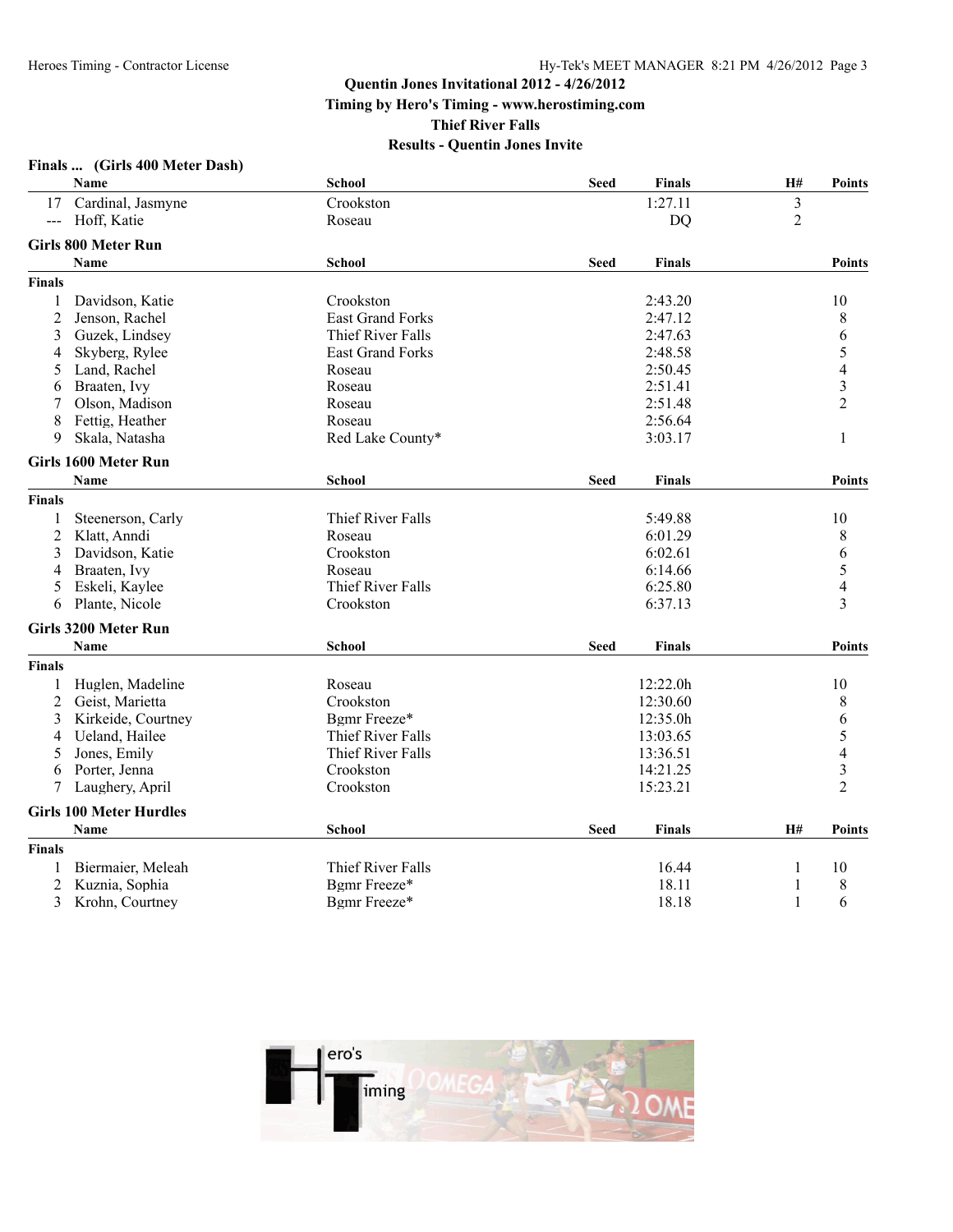# Quentin Jones Invitational 2012 - 4/26/2012

**Timing by Hero's Timing - www.herostiming.com**

**Thief River Falls**

**Results - Quentin Jones Invite**

## Finals ... (Girls 400 Meter Dash)

| | Name | School | Seed | Finals | H# | Points |
|---|---|---|---|---|---|---|
| 17 | Cardinal, Jasmyne | Crookston | | 1:27.11 | 3 | |
| --- | Hoff, Katie | Roseau | | DQ | 2 | |

## Girls 800 Meter Run

**Finals**

| | Name | School | Seed | Finals | Points |
|---|---|---|---|---|---|
| 1 | Davidson, Katie | Crookston | | 2:43.20 | 10 |
| 2 | Jenson, Rachel | East Grand Forks | | 2:47.12 | 8 |
| 3 | Guzek, Lindsey | Thief River Falls | | 2:47.63 | 6 |
| 4 | Skyberg, Rylee | East Grand Forks | | 2:48.58 | 5 |
| 5 | Land, Rachel | Roseau | | 2:50.45 | 4 |
| 6 | Braaten, Ivy | Roseau | | 2:51.41 | 3 |
| 7 | Olson, Madison | Roseau | | 2:51.48 | 2 |
| 8 | Fettig, Heather | Roseau | | 2:56.64 | |
| 9 | Skala, Natasha | Red Lake County* | | 3:03.17 | 1 |

## Girls 1600 Meter Run

**Finals**

| | Name | School | Seed | Finals | Points |
|---|---|---|---|---|---|
| 1 | Steenerson, Carly | Thief River Falls | | 5:49.88 | 10 |
| 2 | Klatt, Anndi | Roseau | | 6:01.29 | 8 |
| 3 | Davidson, Katie | Crookston | | 6:02.61 | 6 |
| 4 | Braaten, Ivy | Roseau | | 6:14.66 | 5 |
| 5 | Eskeli, Kaylee | Thief River Falls | | 6:25.80 | 4 |
| 6 | Plante, Nicole | Crookston | | 6:37.13 | 3 |

## Girls 3200 Meter Run

**Finals**

| | Name | School | Seed | Finals | Points |
|---|---|---|---|---|---|
| 1 | Huglen, Madeline | Roseau | | 12:22.0h | 10 |
| 2 | Geist, Marietta | Crookston | | 12:30.60 | 8 |
| 3 | Kirkeide, Courtney | Bgmr Freeze* | | 12:35.0h | 6 |
| 4 | Ueland, Hailee | Thief River Falls | | 13:03.65 | 5 |
| 5 | Jones, Emily | Thief River Falls | | 13:36.51 | 4 |
| 6 | Porter, Jenna | Crookston | | 14:21.25 | 3 |
| 7 | Laughery, April | Crookston | | 15:23.21 | 2 |

## Girls 100 Meter Hurdles

**Finals**

| | Name | School | Seed | Finals | H# | Points |
|---|---|---|---|---|---|---|
| 1 | Biermaier, Meleah | Thief River Falls | | 16.44 | 1 | 10 |
| 2 | Kuznia, Sophia | Bgmr Freeze* | | 18.11 | 1 | 8 |
| 3 | Krohn, Courtney | Bgmr Freeze* | | 18.18 | 1 | 6 |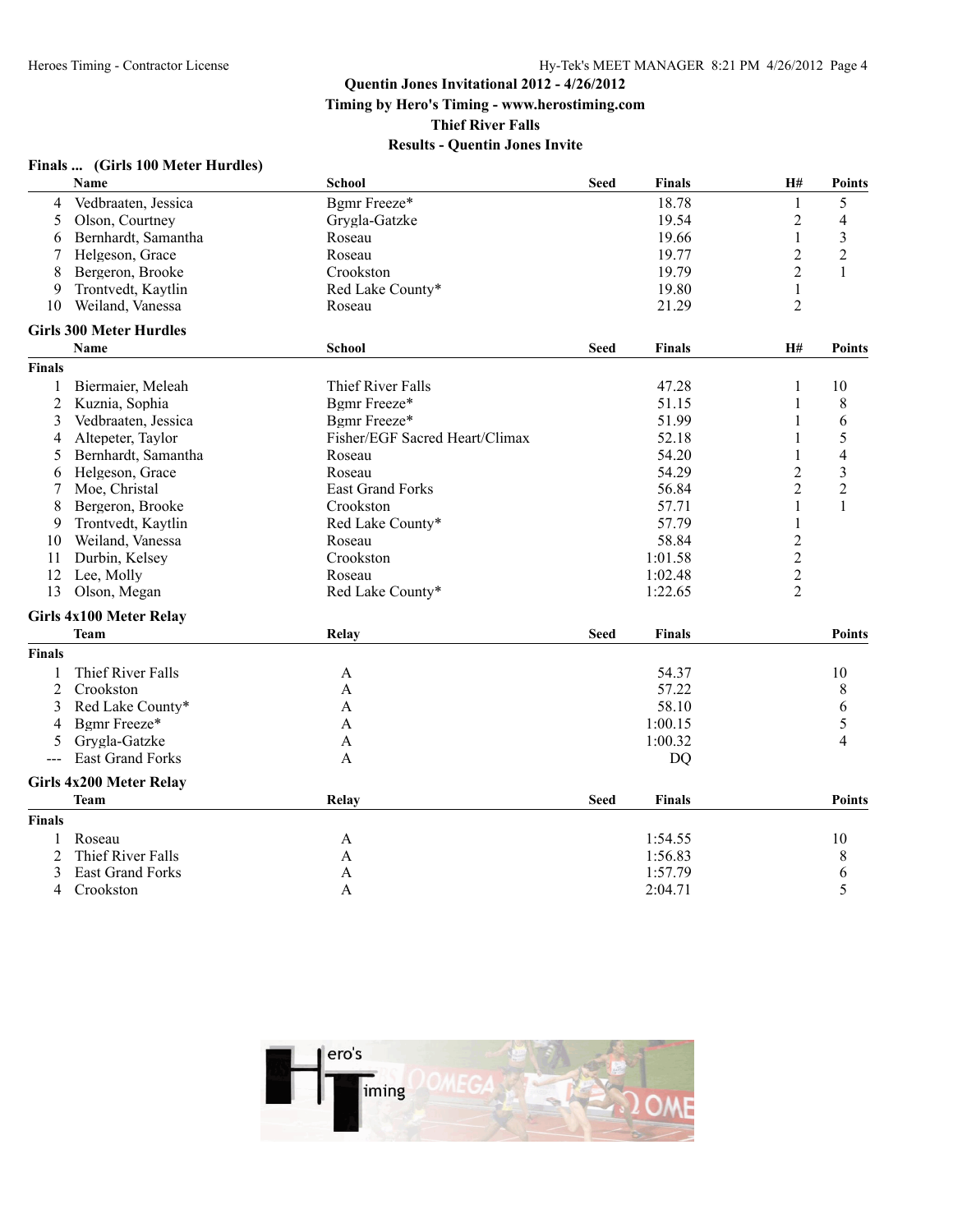Quentin Jones Invitational 2012 - 4/26/2012

Timing by Hero's Timing - www.herostiming.com

Thief River Falls

Results - Quentin Jones Invite

### Finals ... (Girls 100 Meter Hurdles)

| | Name | School | Seed | Finals | H# | Points |
|---|---|---|---|---|---|---|
| 4 | Vedbraaten, Jessica | Bgmr Freeze* | | 18.78 | 1 | 5 |
| 5 | Olson, Courtney | Grygla-Gatzke | | 19.54 | 2 | 4 |
| 6 | Bernhardt, Samantha | Roseau | | 19.66 | 1 | 3 |
| 7 | Helgeson, Grace | Roseau | | 19.77 | 2 | 2 |
| 8 | Bergeron, Brooke | Crookston | | 19.79 | 2 | 1 |
| 9 | Trontvedt, Kaytlin | Red Lake County* | | 19.80 | 1 | |
| 10 | Weiland, Vanessa | Roseau | | 21.29 | 2 | |

### Girls 300 Meter Hurdles

**Finals**

| | Name | School | Seed | Finals | H# | Points |
|---|---|---|---|---|---|---|
| 1 | Biermaier, Meleah | Thief River Falls | | 47.28 | 1 | 10 |
| 2 | Kuznia, Sophia | Bgmr Freeze* | | 51.15 | 1 | 8 |
| 3 | Vedbraaten, Jessica | Bgmr Freeze* | | 51.99 | 1 | 6 |
| 4 | Altepeter, Taylor | Fisher/EGF Sacred Heart/Climax | | 52.18 | 1 | 5 |
| 5 | Bernhardt, Samantha | Roseau | | 54.20 | 1 | 4 |
| 6 | Helgeson, Grace | Roseau | | 54.29 | 2 | 3 |
| 7 | Moe, Christal | East Grand Forks | | 56.84 | 2 | 2 |
| 8 | Bergeron, Brooke | Crookston | | 57.71 | 1 | 1 |
| 9 | Trontvedt, Kaytlin | Red Lake County* | | 57.79 | 1 | |
| 10 | Weiland, Vanessa | Roseau | | 58.84 | 2 | |
| 11 | Durbin, Kelsey | Crookston | | 1:01.58 | 2 | |
| 12 | Lee, Molly | Roseau | | 1:02.48 | 2 | |
| 13 | Olson, Megan | Red Lake County* | | 1:22.65 | 2 | |

### Girls 4x100 Meter Relay

**Finals**

| | Team | Relay | Seed | Finals | Points |
|---|---|---|---|---|---|
| 1 | Thief River Falls | A | | 54.37 | 10 |
| 2 | Crookston | A | | 57.22 | 8 |
| 3 | Red Lake County* | A | | 58.10 | 6 |
| 4 | Bgmr Freeze* | A | | 1:00.15 | 5 |
| 5 | Grygla-Gatzke | A | | 1:00.32 | 4 |
| --- | East Grand Forks | A | | DQ | |

### Girls 4x200 Meter Relay

**Finals**

| | Team | Relay | Seed | Finals | Points |
|---|---|---|---|---|---|
| 1 | Roseau | A | | 1:54.55 | 10 |
| 2 | Thief River Falls | A | | 1:56.83 | 8 |
| 3 | East Grand Forks | A | | 1:57.79 | 6 |
| 4 | Crookston | A | | 2:04.71 | 5 |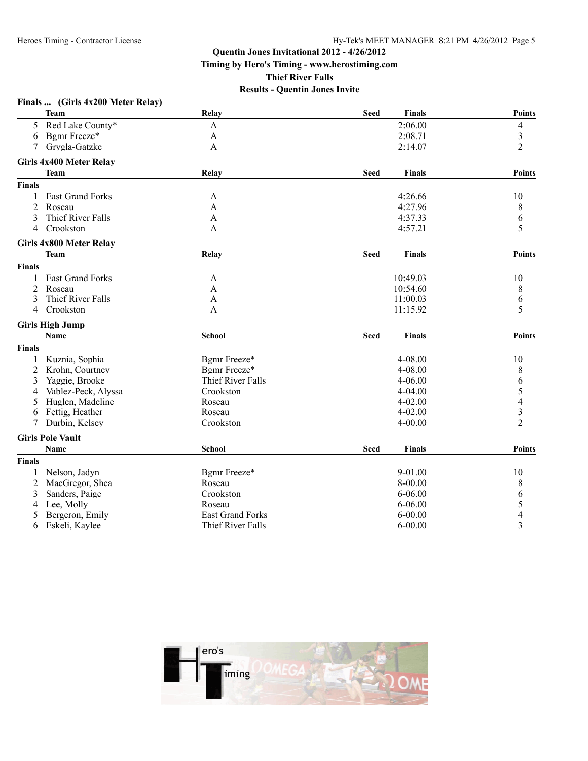# Quentin Jones Invitational 2012 - 4/26/2012

**Timing by Hero's Timing - www.herostiming.com**

**Thief River Falls**

**Results - Quentin Jones Invite**

## Finals ... (Girls 4x200 Meter Relay)

| | Team | Relay | Seed | Finals | Points |
|---|---|---|---|---|---|
| 5 | Red Lake County* | A | | 2:06.00 | 4 |
| 6 | Bgmr Freeze* | A | | 2:08.71 | 3 |
| 7 | Grygla-Gatzke | A | | 2:14.07 | 2 |

## Girls 4x400 Meter Relay

**Finals**

| | Team | Relay | Seed | Finals | Points |
|---|---|---|---|---|---|
| 1 | East Grand Forks | A | | 4:26.66 | 10 |
| 2 | Roseau | A | | 4:27.96 | 8 |
| 3 | Thief River Falls | A | | 4:37.33 | 6 |
| 4 | Crookston | A | | 4:57.21 | 5 |

## Girls 4x800 Meter Relay

**Finals**

| | Team | Relay | Seed | Finals | Points |
|---|---|---|---|---|---|
| 1 | East Grand Forks | A | | 10:49.03 | 10 |
| 2 | Roseau | A | | 10:54.60 | 8 |
| 3 | Thief River Falls | A | | 11:00.03 | 6 |
| 4 | Crookston | A | | 11:15.92 | 5 |

## Girls High Jump

**Finals**

| | Name | School | Seed | Finals | Points |
|---|---|---|---|---|---|
| 1 | Kuznia, Sophia | Bgmr Freeze* | | 4-08.00 | 10 |
| 2 | Krohn, Courtney | Bgmr Freeze* | | 4-08.00 | 8 |
| 3 | Yaggie, Brooke | Thief River Falls | | 4-06.00 | 6 |
| 4 | Vablez-Peck, Alyssa | Crookston | | 4-04.00 | 5 |
| 5 | Huglen, Madeline | Roseau | | 4-02.00 | 4 |
| 6 | Fettig, Heather | Roseau | | 4-02.00 | 3 |
| 7 | Durbin, Kelsey | Crookston | | 4-00.00 | 2 |

## Girls Pole Vault

**Finals**

| | Name | School | Seed | Finals | Points |
|---|---|---|---|---|---|
| 1 | Nelson, Jadyn | Bgmr Freeze* | | 9-01.00 | 10 |
| 2 | MacGregor, Shea | Roseau | | 8-00.00 | 8 |
| 3 | Sanders, Paige | Crookston | | 6-06.00 | 6 |
| 4 | Lee, Molly | Roseau | | 6-06.00 | 5 |
| 5 | Bergeron, Emily | East Grand Forks | | 6-00.00 | 4 |
| 6 | Eskeli, Kaylee | Thief River Falls | | 6-00.00 | 3 |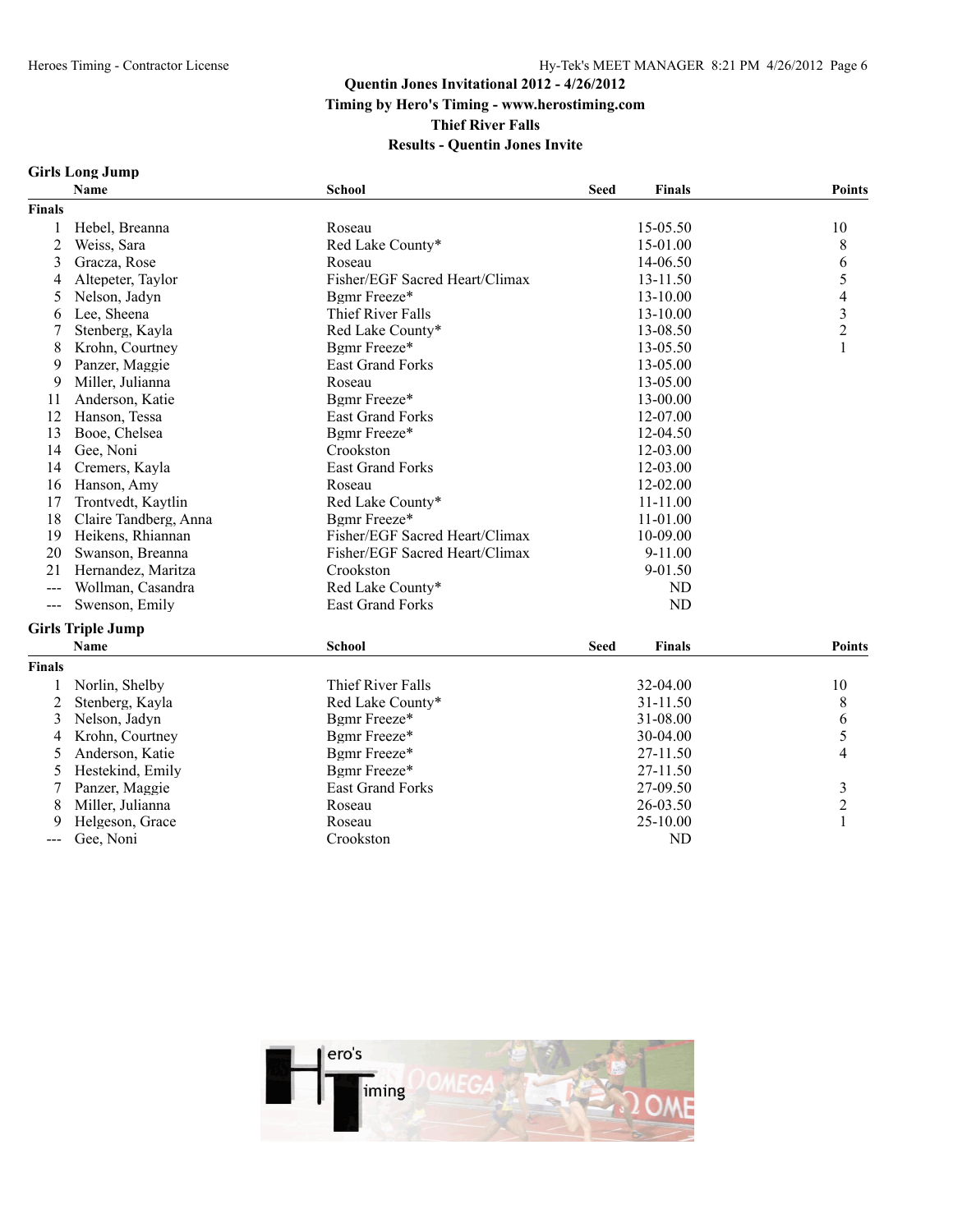Quentin Jones Invitational 2012 - 4/26/2012

Timing by Hero's Timing - www.herostiming.com

Thief River Falls

Results - Quentin Jones Invite

## Girls Long Jump

| | Name | School | Seed | Finals | Points |
|---|---|---|---|---|---|
| **Finals** | | | | | |
| 1 | Hebel, Breanna | Roseau | | 15-05.50 | 10 |
| 2 | Weiss, Sara | Red Lake County* | | 15-01.00 | 8 |
| 3 | Gracza, Rose | Roseau | | 14-06.50 | 6 |
| 4 | Altepeter, Taylor | Fisher/EGF Sacred Heart/Climax | | 13-11.50 | 5 |
| 5 | Nelson, Jadyn | Bgmr Freeze* | | 13-10.00 | 4 |
| 6 | Lee, Sheena | Thief River Falls | | 13-10.00 | 3 |
| 7 | Stenberg, Kayla | Red Lake County* | | 13-08.50 | 2 |
| 8 | Krohn, Courtney | Bgmr Freeze* | | 13-05.50 | 1 |
| 9 | Panzer, Maggie | East Grand Forks | | 13-05.00 | |
| 9 | Miller, Julianna | Roseau | | 13-05.00 | |
| 11 | Anderson, Katie | Bgmr Freeze* | | 13-00.00 | |
| 12 | Hanson, Tessa | East Grand Forks | | 12-07.00 | |
| 13 | Booe, Chelsea | Bgmr Freeze* | | 12-04.50 | |
| 14 | Gee, Noni | Crookston | | 12-03.00 | |
| 14 | Cremers, Kayla | East Grand Forks | | 12-03.00 | |
| 16 | Hanson, Amy | Roseau | | 12-02.00 | |
| 17 | Trontvedt, Kaytlin | Red Lake County* | | 11-11.00 | |
| 18 | Claire Tandberg, Anna | Bgmr Freeze* | | 11-01.00 | |
| 19 | Heikens, Rhiannan | Fisher/EGF Sacred Heart/Climax | | 10-09.00 | |
| 20 | Swanson, Breanna | Fisher/EGF Sacred Heart/Climax | | 9-11.00 | |
| 21 | Hernandez, Maritza | Crookston | | 9-01.50 | |
| --- | Wollman, Casandra | Red Lake County* | | ND | |
| --- | Swenson, Emily | East Grand Forks | | ND | |

## Girls Triple Jump

| | Name | School | Seed | Finals | Points |
|---|---|---|---|---|---|
| **Finals** | | | | | |
| 1 | Norlin, Shelby | Thief River Falls | | 32-04.00 | 10 |
| 2 | Stenberg, Kayla | Red Lake County* | | 31-11.50 | 8 |
| 3 | Nelson, Jadyn | Bgmr Freeze* | | 31-08.00 | 6 |
| 4 | Krohn, Courtney | Bgmr Freeze* | | 30-04.00 | 5 |
| 5 | Anderson, Katie | Bgmr Freeze* | | 27-11.50 | 4 |
| 5 | Hestekind, Emily | Bgmr Freeze* | | 27-11.50 | |
| 7 | Panzer, Maggie | East Grand Forks | | 27-09.50 | 3 |
| 8 | Miller, Julianna | Roseau | | 26-03.50 | 2 |
| 9 | Helgeson, Grace | Roseau | | 25-10.00 | 1 |
| --- | Gee, Noni | Crookston | | ND | |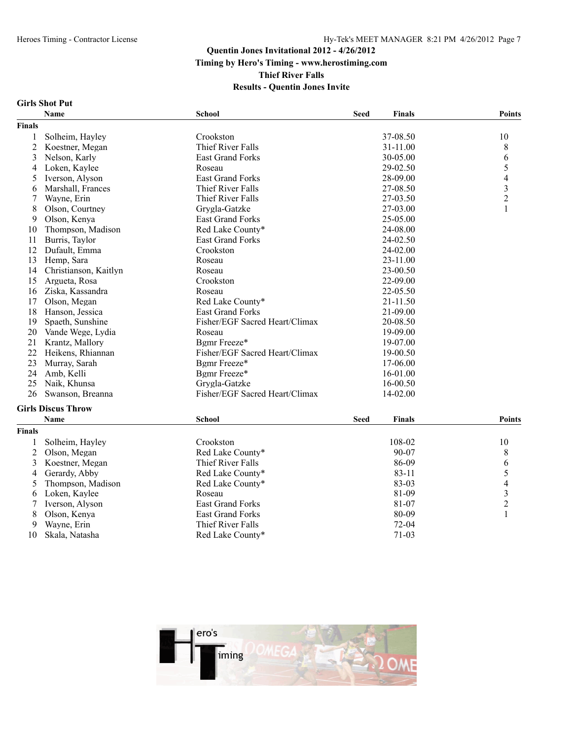Heroes Timing - Contractor License

Hy-Tek's MEET MANAGER 8:21 PM 4/26/2012

**Quentin Jones Invitational 2012 - 4/26/2012**
**Timing by Hero's Timing - www.herostiming.com**
**Thief River Falls**
**Results - Quentin Jones Invite**

### Girls Shot Put

| | Name | School | Seed | Finals | Points |
|---|---|---|---|---|---|
| **Finals** | | | | | |
| 1 | Solheim, Hayley | Crookston | | 37-08.50 | 10 |
| 2 | Koestner, Megan | Thief River Falls | | 31-11.00 | 8 |
| 3 | Nelson, Karly | East Grand Forks | | 30-05.00 | 6 |
| 4 | Loken, Kaylee | Roseau | | 29-02.50 | 5 |
| 5 | Iverson, Alyson | East Grand Forks | | 28-09.00 | 4 |
| 6 | Marshall, Frances | Thief River Falls | | 27-08.50 | 3 |
| 7 | Wayne, Erin | Thief River Falls | | 27-03.50 | 2 |
| 8 | Olson, Courtney | Grygla-Gatzke | | 27-03.00 | 1 |
| 9 | Olson, Kenya | East Grand Forks | | 25-05.00 | |
| 10 | Thompson, Madison | Red Lake County* | | 24-08.00 | |
| 11 | Burris, Taylor | East Grand Forks | | 24-02.50 | |
| 12 | Dufault, Emma | Crookston | | 24-02.00 | |
| 13 | Hemp, Sara | Roseau | | 23-11.00 | |
| 14 | Christianson, Kaitlyn | Roseau | | 23-00.50 | |
| 15 | Argueta, Rosa | Crookston | | 22-09.00 | |
| 16 | Ziska, Kassandra | Roseau | | 22-05.50 | |
| 17 | Olson, Megan | Red Lake County* | | 21-11.50 | |
| 18 | Hanson, Jessica | East Grand Forks | | 21-09.00 | |
| 19 | Spaeth, Sunshine | Fisher/EGF Sacred Heart/Climax | | 20-08.50 | |
| 20 | Vande Wege, Lydia | Roseau | | 19-09.00 | |
| 21 | Krantz, Mallory | Bgmr Freeze* | | 19-07.00 | |
| 22 | Heikens, Rhiannan | Fisher/EGF Sacred Heart/Climax | | 19-00.50 | |
| 23 | Murray, Sarah | Bgmr Freeze* | | 17-06.00 | |
| 24 | Amb, Kelli | Bgmr Freeze* | | 16-01.00 | |
| 25 | Naik, Khunsa | Grygla-Gatzke | | 16-00.50 | |
| 26 | Swanson, Breanna | Fisher/EGF Sacred Heart/Climax | | 14-02.00 | |

### Girls Discus Throw

| | Name | School | Seed | Finals | Points |
|---|---|---|---|---|---|
| **Finals** | | | | | |
| 1 | Solheim, Hayley | Crookston | | 108-02 | 10 |
| 2 | Olson, Megan | Red Lake County* | | 90-07 | 8 |
| 3 | Koestner, Megan | Thief River Falls | | 86-09 | 6 |
| 4 | Gerardy, Abby | Red Lake County* | | 83-11 | 5 |
| 5 | Thompson, Madison | Red Lake County* | | 83-03 | 4 |
| 6 | Loken, Kaylee | Roseau | | 81-09 | 3 |
| 7 | Iverson, Alyson | East Grand Forks | | 81-07 | 2 |
| 8 | Olson, Kenya | East Grand Forks | | 80-09 | 1 |
| 9 | Wayne, Erin | Thief River Falls | | 72-04 | |
| 10 | Skala, Natasha | Red Lake County* | | 71-03 | |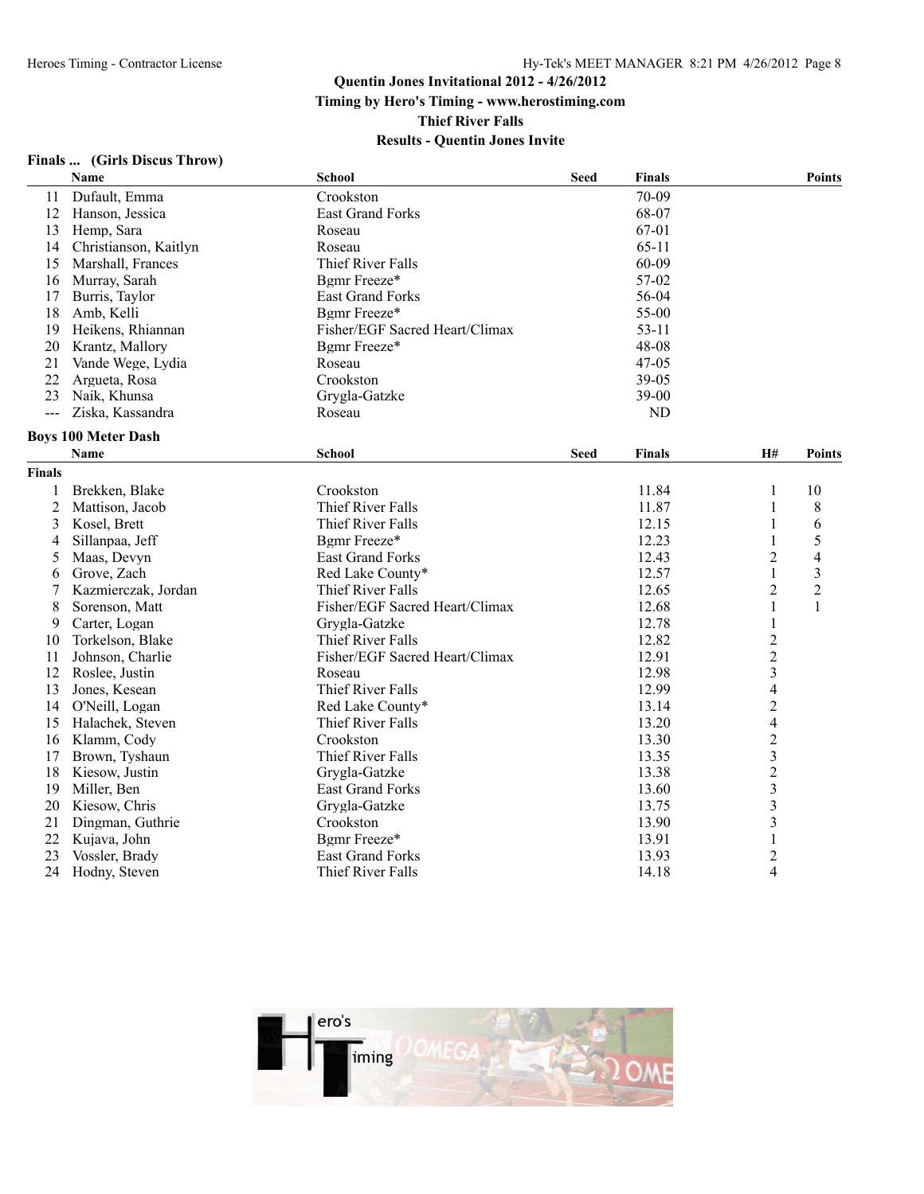Quentin Jones Invitational 2012 - 4/26/2012

Timing by Hero's Timing - www.herostiming.com

Thief River Falls

Results - Quentin Jones Invite

### Finals ... (Girls Discus Throw)

| | Name | School | Seed | Finals | Points |
|---|---|---|---|---|---|
| 11 | Dufault, Emma | Crookston | | 70-09 | |
| 12 | Hanson, Jessica | East Grand Forks | | 68-07 | |
| 13 | Hemp, Sara | Roseau | | 67-01 | |
| 14 | Christianson, Kaitlyn | Roseau | | 65-11 | |
| 15 | Marshall, Frances | Thief River Falls | | 60-09 | |
| 16 | Murray, Sarah | Bgmr Freeze* | | 57-02 | |
| 17 | Burris, Taylor | East Grand Forks | | 56-04 | |
| 18 | Amb, Kelli | Bgmr Freeze* | | 55-00 | |
| 19 | Heikens, Rhiannan | Fisher/EGF Sacred Heart/Climax | | 53-11 | |
| 20 | Krantz, Mallory | Bgmr Freeze* | | 48-08 | |
| 21 | Vande Wege, Lydia | Roseau | | 47-05 | |
| 22 | Argueta, Rosa | Crookston | | 39-05 | |
| 23 | Naik, Khunsa | Grygla-Gatzke | | 39-00 | |
| --- | Ziska, Kassandra | Roseau | | ND | |

### Boys 100 Meter Dash

**Finals**

| | Name | School | Seed | Finals | H# | Points |
|---|---|---|---|---|---|---|
| 1 | Brekken, Blake | Crookston | | 11.84 | 1 | 10 |
| 2 | Mattison, Jacob | Thief River Falls | | 11.87 | 1 | 8 |
| 3 | Kosel, Brett | Thief River Falls | | 12.15 | 1 | 6 |
| 4 | Sillanpaa, Jeff | Bgmr Freeze* | | 12.23 | 1 | 5 |
| 5 | Maas, Devyn | East Grand Forks | | 12.43 | 2 | 4 |
| 6 | Grove, Zach | Red Lake County* | | 12.57 | 1 | 3 |
| 7 | Kazmierczak, Jordan | Thief River Falls | | 12.65 | 2 | 2 |
| 8 | Sorenson, Matt | Fisher/EGF Sacred Heart/Climax | | 12.68 | 1 | 1 |
| 9 | Carter, Logan | Grygla-Gatzke | | 12.78 | 1 | |
| 10 | Torkelson, Blake | Thief River Falls | | 12.82 | 2 | |
| 11 | Johnson, Charlie | Fisher/EGF Sacred Heart/Climax | | 12.91 | 2 | |
| 12 | Roslee, Justin | Roseau | | 12.98 | 3 | |
| 13 | Jones, Kesean | Thief River Falls | | 12.99 | 4 | |
| 14 | O'Neill, Logan | Red Lake County* | | 13.14 | 2 | |
| 15 | Halachek, Steven | Thief River Falls | | 13.20 | 4 | |
| 16 | Klamm, Cody | Crookston | | 13.30 | 2 | |
| 17 | Brown, Tyshaun | Thief River Falls | | 13.35 | 3 | |
| 18 | Kiesow, Justin | Grygla-Gatzke | | 13.38 | 2 | |
| 19 | Miller, Ben | East Grand Forks | | 13.60 | 3 | |
| 20 | Kiesow, Chris | Grygla-Gatzke | | 13.75 | 3 | |
| 21 | Dingman, Guthrie | Crookston | | 13.90 | 3 | |
| 22 | Kujava, John | Bgmr Freeze* | | 13.91 | 1 | |
| 23 | Vossler, Brady | East Grand Forks | | 13.93 | 2 | |
| 24 | Hodny, Steven | Thief River Falls | | 14.18 | 4 | |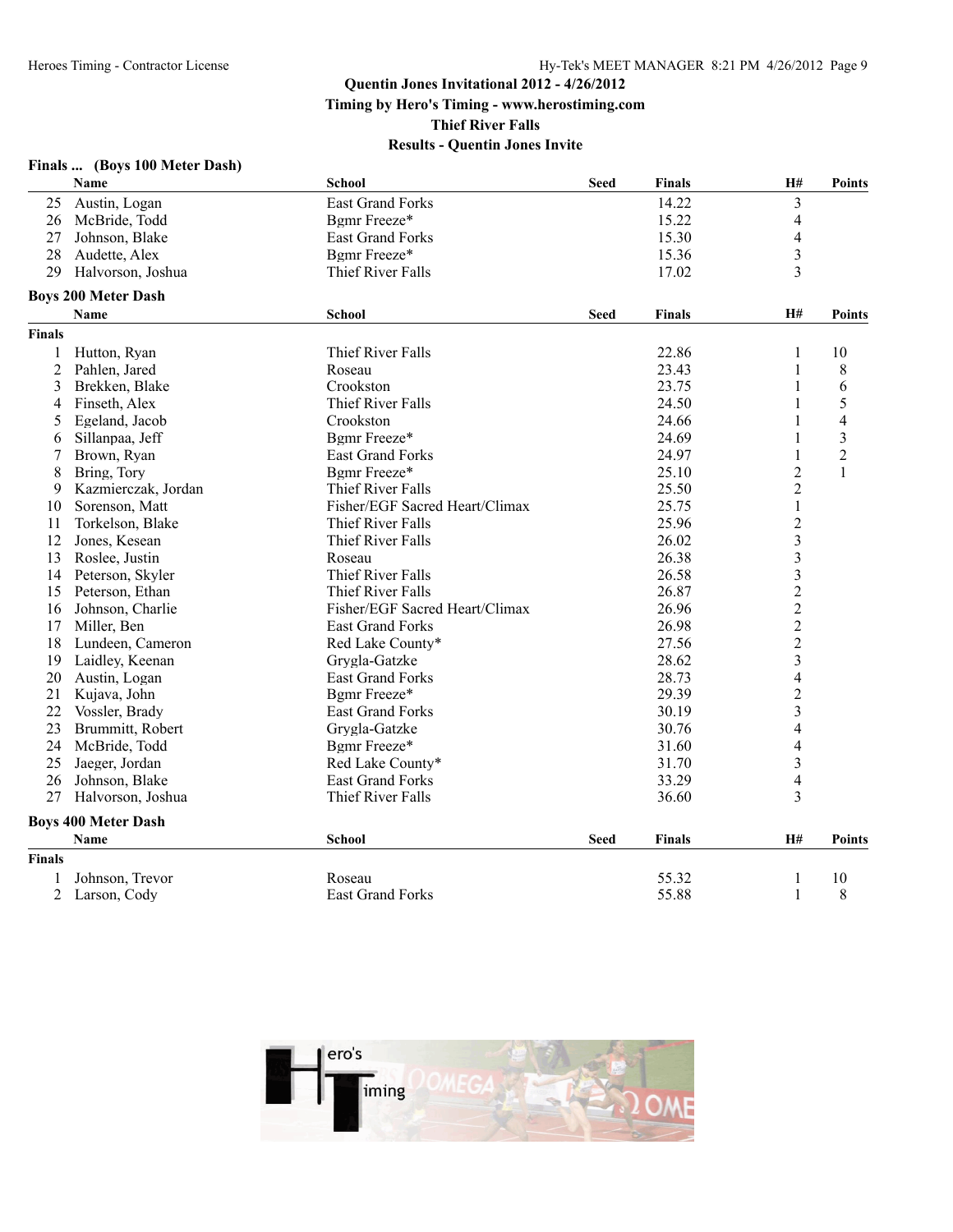Quentin Jones Invitational 2012 - 4/26/2012
Timing by Hero's Timing - www.herostiming.com
Thief River Falls
Results - Quentin Jones Invite

### Finals ... (Boys 100 Meter Dash)

| | Name | School | Seed | Finals | H# | Points |
|---|---|---|---|---|---|---|
| 25 | Austin, Logan | East Grand Forks | | 14.22 | 3 | |
| 26 | McBride, Todd | Bgmr Freeze* | | 15.22 | 4 | |
| 27 | Johnson, Blake | East Grand Forks | | 15.30 | 4 | |
| 28 | Audette, Alex | Bgmr Freeze* | | 15.36 | 3 | |
| 29 | Halvorson, Joshua | Thief River Falls | | 17.02 | 3 | |

### Boys 200 Meter Dash

| | Name | School | Seed | Finals | H# | Points |
|---|---|---|---|---|---|---|
| **Finals** | | | | | | |
| 1 | Hutton, Ryan | Thief River Falls | | 22.86 | 1 | 10 |
| 2 | Pahlen, Jared | Roseau | | 23.43 | 1 | 8 |
| 3 | Brekken, Blake | Crookston | | 23.75 | 1 | 6 |
| 4 | Finseth, Alex | Thief River Falls | | 24.50 | 1 | 5 |
| 5 | Egeland, Jacob | Crookston | | 24.66 | 1 | 4 |
| 6 | Sillanpaa, Jeff | Bgmr Freeze* | | 24.69 | 1 | 3 |
| 7 | Brown, Ryan | East Grand Forks | | 24.97 | 1 | 2 |
| 8 | Bring, Tory | Bgmr Freeze* | | 25.10 | 2 | 1 |
| 9 | Kazmierczak, Jordan | Thief River Falls | | 25.50 | 2 | |
| 10 | Sorenson, Matt | Fisher/EGF Sacred Heart/Climax | | 25.75 | 1 | |
| 11 | Torkelson, Blake | Thief River Falls | | 25.96 | 2 | |
| 12 | Jones, Kesean | Thief River Falls | | 26.02 | 3 | |
| 13 | Roslee, Justin | Roseau | | 26.38 | 3 | |
| 14 | Peterson, Skyler | Thief River Falls | | 26.58 | 3 | |
| 15 | Peterson, Ethan | Thief River Falls | | 26.87 | 2 | |
| 16 | Johnson, Charlie | Fisher/EGF Sacred Heart/Climax | | 26.96 | 2 | |
| 17 | Miller, Ben | East Grand Forks | | 26.98 | 2 | |
| 18 | Lundeen, Cameron | Red Lake County* | | 27.56 | 2 | |
| 19 | Laidley, Keenan | Grygla-Gatzke | | 28.62 | 3 | |
| 20 | Austin, Logan | East Grand Forks | | 28.73 | 4 | |
| 21 | Kujava, John | Bgmr Freeze* | | 29.39 | 2 | |
| 22 | Vossler, Brady | East Grand Forks | | 30.19 | 3 | |
| 23 | Brummitt, Robert | Grygla-Gatzke | | 30.76 | 4 | |
| 24 | McBride, Todd | Bgmr Freeze* | | 31.60 | 4 | |
| 25 | Jaeger, Jordan | Red Lake County* | | 31.70 | 3 | |
| 26 | Johnson, Blake | East Grand Forks | | 33.29 | 4 | |
| 27 | Halvorson, Joshua | Thief River Falls | | 36.60 | 3 | |

### Boys 400 Meter Dash

| | Name | School | Seed | Finals | H# | Points |
|---|---|---|---|---|---|---|
| **Finals** | | | | | | |
| 1 | Johnson, Trevor | Roseau | | 55.32 | 1 | 10 |
| 2 | Larson, Cody | East Grand Forks | | 55.88 | 1 | 8 |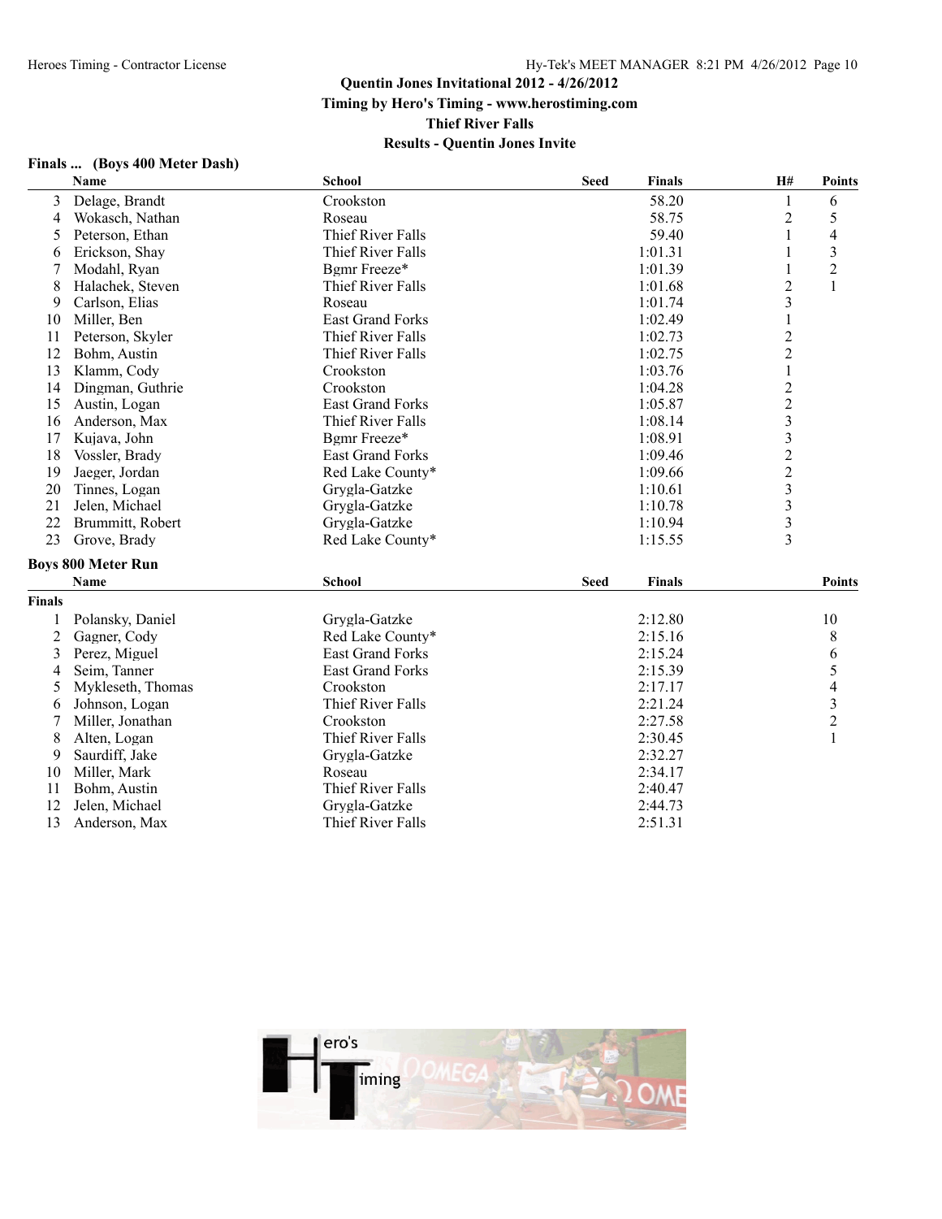# Quentin Jones Invitational 2012 - 4/26/2012

**Timing by Hero's Timing - www.herostiming.com**

**Thief River Falls**

**Results - Quentin Jones Invite**

### Finals ... (Boys 400 Meter Dash)

| | Name | School | Seed | Finals | H# | Points |
|---|---|---|---|---|---|---|
| 3 | Delage, Brandt | Crookston | | 58.20 | 1 | 6 |
| 4 | Wokasch, Nathan | Roseau | | 58.75 | 2 | 5 |
| 5 | Peterson, Ethan | Thief River Falls | | 59.40 | 1 | 4 |
| 6 | Erickson, Shay | Thief River Falls | | 1:01.31 | 1 | 3 |
| 7 | Modahl, Ryan | Bgmr Freeze* | | 1:01.39 | 1 | 2 |
| 8 | Halachek, Steven | Thief River Falls | | 1:01.68 | 2 | 1 |
| 9 | Carlson, Elias | Roseau | | 1:01.74 | 3 | |
| 10 | Miller, Ben | East Grand Forks | | 1:02.49 | 1 | |
| 11 | Peterson, Skyler | Thief River Falls | | 1:02.73 | 2 | |
| 12 | Bohm, Austin | Thief River Falls | | 1:02.75 | 2 | |
| 13 | Klamm, Cody | Crookston | | 1:03.76 | 1 | |
| 14 | Dingman, Guthrie | Crookston | | 1:04.28 | 2 | |
| 15 | Austin, Logan | East Grand Forks | | 1:05.87 | 2 | |
| 16 | Anderson, Max | Thief River Falls | | 1:08.14 | 3 | |
| 17 | Kujava, John | Bgmr Freeze* | | 1:08.91 | 3 | |
| 18 | Vossler, Brady | East Grand Forks | | 1:09.46 | 2 | |
| 19 | Jaeger, Jordan | Red Lake County* | | 1:09.66 | 2 | |
| 20 | Tinnes, Logan | Grygla-Gatzke | | 1:10.61 | 3 | |
| 21 | Jelen, Michael | Grygla-Gatzke | | 1:10.78 | 3 | |
| 22 | Brummitt, Robert | Grygla-Gatzke | | 1:10.94 | 3 | |
| 23 | Grove, Brady | Red Lake County* | | 1:15.55 | 3 | |

### Boys 800 Meter Run

**Finals**

| | Name | School | Seed | Finals | Points |
|---|---|---|---|---|---|
| 1 | Polansky, Daniel | Grygla-Gatzke | | 2:12.80 | 10 |
| 2 | Gagner, Cody | Red Lake County* | | 2:15.16 | 8 |
| 3 | Perez, Miguel | East Grand Forks | | 2:15.24 | 6 |
| 4 | Seim, Tanner | East Grand Forks | | 2:15.39 | 5 |
| 5 | Mykleseth, Thomas | Crookston | | 2:17.17 | 4 |
| 6 | Johnson, Logan | Thief River Falls | | 2:21.24 | 3 |
| 7 | Miller, Jonathan | Crookston | | 2:27.58 | 2 |
| 8 | Alten, Logan | Thief River Falls | | 2:30.45 | 1 |
| 9 | Saurdiff, Jake | Grygla-Gatzke | | 2:32.27 | |
| 10 | Miller, Mark | Roseau | | 2:34.17 | |
| 11 | Bohm, Austin | Thief River Falls | | 2:40.47 | |
| 12 | Jelen, Michael | Grygla-Gatzke | | 2:44.73 | |
| 13 | Anderson, Max | Thief River Falls | | 2:51.31 | |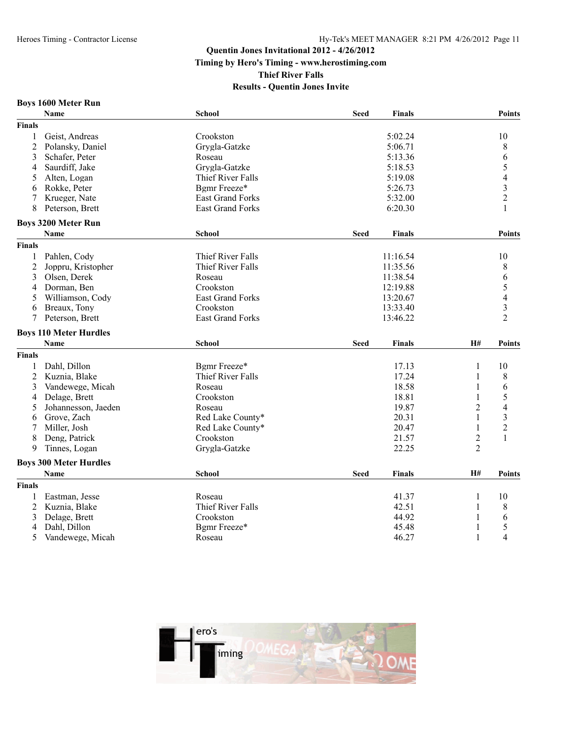# Quentin Jones Invitational 2012 - 4/26/2012

**Timing by Hero's Timing - www.herostiming.com**

**Thief River Falls**

**Results - Quentin Jones Invite**

## Boys 1600 Meter Run

| | Name | School | Seed | Finals | Points |
|---|---|---|---|---|---|
| **Finals** | | | | | |
| 1 | Geist, Andreas | Crookston | | 5:02.24 | 10 |
| 2 | Polansky, Daniel | Grygla-Gatzke | | 5:06.71 | 8 |
| 3 | Schafer, Peter | Roseau | | 5:13.36 | 6 |
| 4 | Saurdiff, Jake | Grygla-Gatzke | | 5:18.53 | 5 |
| 5 | Alten, Logan | Thief River Falls | | 5:19.08 | 4 |
| 6 | Rokke, Peter | Bgmr Freeze* | | 5:26.73 | 3 |
| 7 | Krueger, Nate | East Grand Forks | | 5:32.00 | 2 |
| 8 | Peterson, Brett | East Grand Forks | | 6:20.30 | 1 |

## Boys 3200 Meter Run

| | Name | School | Seed | Finals | Points |
|---|---|---|---|---|---|
| **Finals** | | | | | |
| 1 | Pahlen, Cody | Thief River Falls | | 11:16.54 | 10 |
| 2 | Joppru, Kristopher | Thief River Falls | | 11:35.56 | 8 |
| 3 | Olsen, Derek | Roseau | | 11:38.54 | 6 |
| 4 | Dorman, Ben | Crookston | | 12:19.88 | 5 |
| 5 | Williamson, Cody | East Grand Forks | | 13:20.67 | 4 |
| 6 | Breaux, Tony | Crookston | | 13:33.40 | 3 |
| 7 | Peterson, Brett | East Grand Forks | | 13:46.22 | 2 |

## Boys 110 Meter Hurdles

| | Name | School | Seed | Finals | H# | Points |
|---|---|---|---|---|---|---|
| **Finals** | | | | | | |
| 1 | Dahl, Dillon | Bgmr Freeze* | | 17.13 | 1 | 10 |
| 2 | Kuznia, Blake | Thief River Falls | | 17.24 | 1 | 8 |
| 3 | Vandewege, Micah | Roseau | | 18.58 | 1 | 6 |
| 4 | Delage, Brett | Crookston | | 18.81 | 1 | 5 |
| 5 | Johannesson, Jaeden | Roseau | | 19.87 | 2 | 4 |
| 6 | Grove, Zach | Red Lake County* | | 20.31 | 1 | 3 |
| 7 | Miller, Josh | Red Lake County* | | 20.47 | 1 | 2 |
| 8 | Deng, Patrick | Crookston | | 21.57 | 2 | 1 |
| 9 | Tinnes, Logan | Grygla-Gatzke | | 22.25 | 2 | |

## Boys 300 Meter Hurdles

| | Name | School | Seed | Finals | H# | Points |
|---|---|---|---|---|---|---|
| **Finals** | | | | | | |
| 1 | Eastman, Jesse | Roseau | | 41.37 | 1 | 10 |
| 2 | Kuznia, Blake | Thief River Falls | | 42.51 | 1 | 8 |
| 3 | Delage, Brett | Crookston | | 44.92 | 1 | 6 |
| 4 | Dahl, Dillon | Bgmr Freeze* | | 45.48 | 1 | 5 |
| 5 | Vandewege, Micah | Roseau | | 46.27 | 1 | 4 |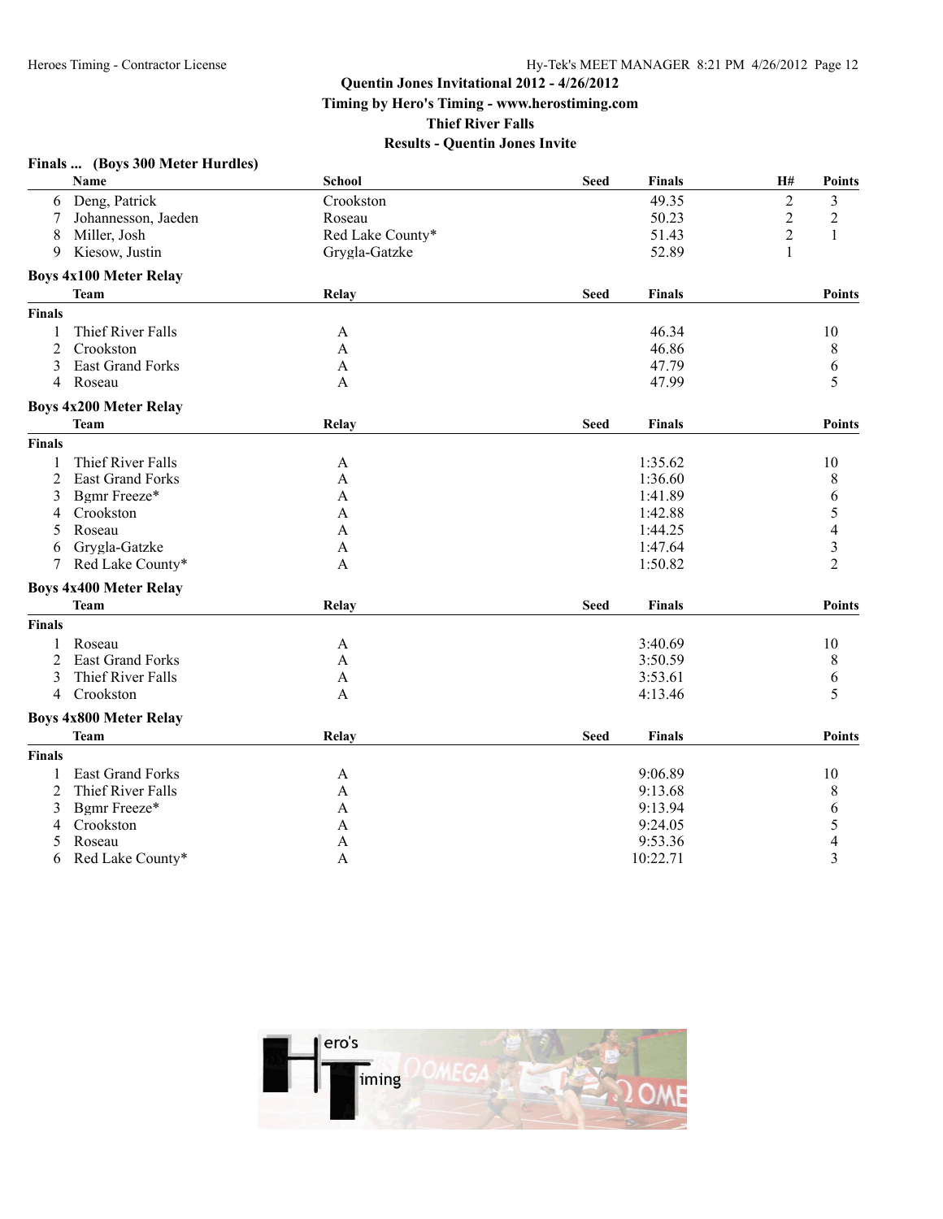# Quentin Jones Invitational 2012 - 4/26/2012

**Timing by Hero's Timing - www.herostiming.com**

**Thief River Falls**

**Results - Quentin Jones Invite**

### Finals ... (Boys 300 Meter Hurdles)

| | Name | School | Seed | Finals | H# | Points |
|---|---|---|---|---|---|---|
| 6 | Deng, Patrick | Crookston | | 49.35 | 2 | 3 |
| 7 | Johannesson, Jaeden | Roseau | | 50.23 | 2 | 2 |
| 8 | Miller, Josh | Red Lake County* | | 51.43 | 2 | 1 |
| 9 | Kiesow, Justin | Grygla-Gatzke | | 52.89 | 1 | |

### Boys 4x100 Meter Relay

| | Team | Relay | Seed | Finals | Points |
|---|---|---|---|---|---|
| **Finals** | | | | | |
| 1 | Thief River Falls | A | | 46.34 | 10 |
| 2 | Crookston | A | | 46.86 | 8 |
| 3 | East Grand Forks | A | | 47.79 | 6 |
| 4 | Roseau | A | | 47.99 | 5 |

### Boys 4x200 Meter Relay

| | Team | Relay | Seed | Finals | Points |
|---|---|---|---|---|---|
| **Finals** | | | | | |
| 1 | Thief River Falls | A | | 1:35.62 | 10 |
| 2 | East Grand Forks | A | | 1:36.60 | 8 |
| 3 | Bgmr Freeze* | A | | 1:41.89 | 6 |
| 4 | Crookston | A | | 1:42.88 | 5 |
| 5 | Roseau | A | | 1:44.25 | 4 |
| 6 | Grygla-Gatzke | A | | 1:47.64 | 3 |
| 7 | Red Lake County* | A | | 1:50.82 | 2 |

### Boys 4x400 Meter Relay

| | Team | Relay | Seed | Finals | Points |
|---|---|---|---|---|---|
| **Finals** | | | | | |
| 1 | Roseau | A | | 3:40.69 | 10 |
| 2 | East Grand Forks | A | | 3:50.59 | 8 |
| 3 | Thief River Falls | A | | 3:53.61 | 6 |
| 4 | Crookston | A | | 4:13.46 | 5 |

### Boys 4x800 Meter Relay

| | Team | Relay | Seed | Finals | Points |
|---|---|---|---|---|---|
| **Finals** | | | | | |
| 1 | East Grand Forks | A | | 9:06.89 | 10 |
| 2 | Thief River Falls | A | | 9:13.68 | 8 |
| 3 | Bgmr Freeze* | A | | 9:13.94 | 6 |
| 4 | Crookston | A | | 9:24.05 | 5 |
| 5 | Roseau | A | | 9:53.36 | 4 |
| 6 | Red Lake County* | A | | 10:22.71 | 3 |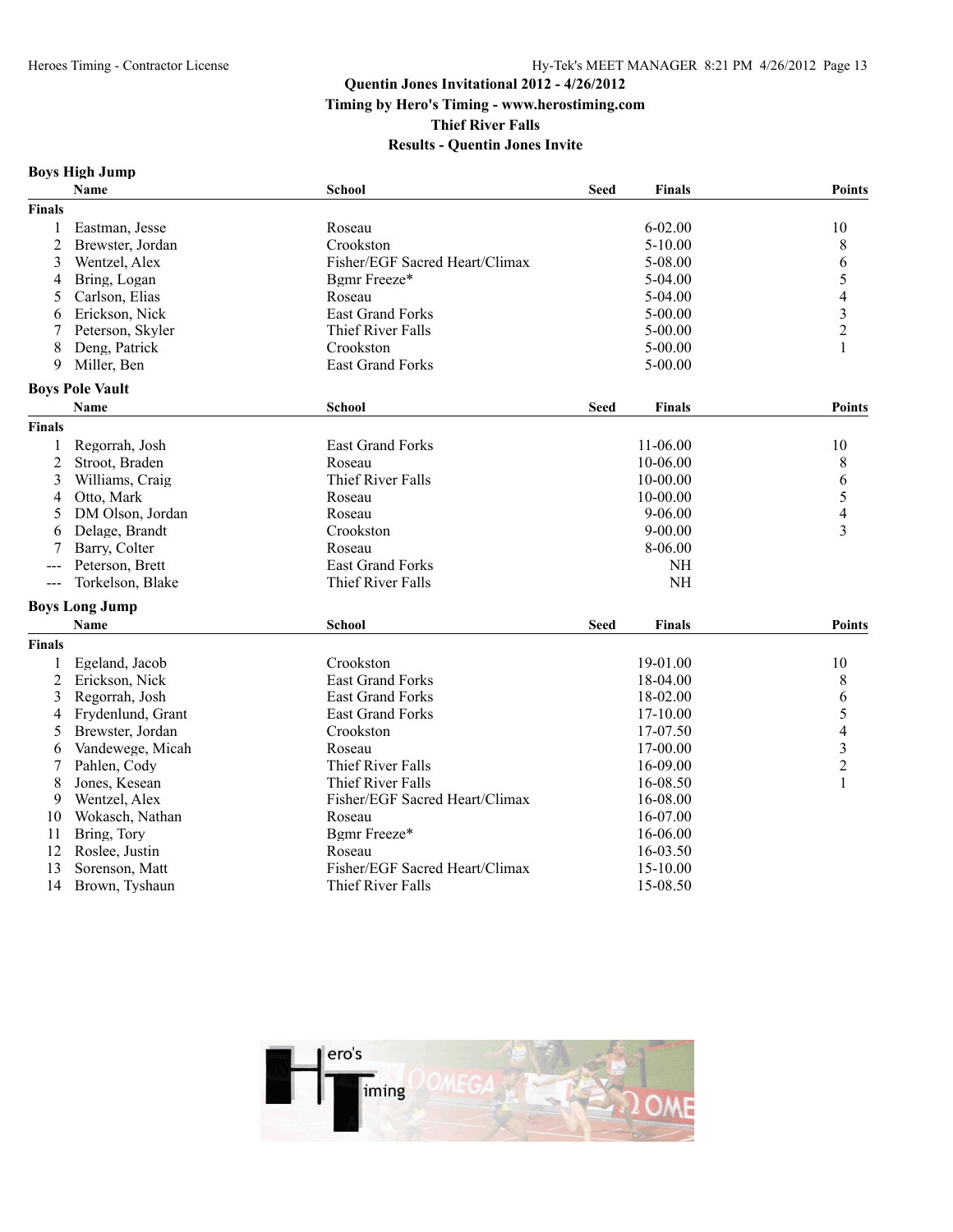# Quentin Jones Invitational 2012 - 4/26/2012

**Timing by Hero's Timing - www.herostiming.com**

**Thief River Falls**

**Results - Quentin Jones Invite**

## Boys High Jump

| | Name | School | Seed | Finals | Points |
|---|---|---|---|---|---|
| **Finals** | | | | | |
| 1 | Eastman, Jesse | Roseau | | 6-02.00 | 10 |
| 2 | Brewster, Jordan | Crookston | | 5-10.00 | 8 |
| 3 | Wentzel, Alex | Fisher/EGF Sacred Heart/Climax | | 5-08.00 | 6 |
| 4 | Bring, Logan | Bgmr Freeze* | | 5-04.00 | 5 |
| 5 | Carlson, Elias | Roseau | | 5-04.00 | 4 |
| 6 | Erickson, Nick | East Grand Forks | | 5-00.00 | 3 |
| 7 | Peterson, Skyler | Thief River Falls | | 5-00.00 | 2 |
| 8 | Deng, Patrick | Crookston | | 5-00.00 | 1 |
| 9 | Miller, Ben | East Grand Forks | | 5-00.00 | |

## Boys Pole Vault

| | Name | School | Seed | Finals | Points |
|---|---|---|---|---|---|
| **Finals** | | | | | |
| 1 | Regorrah, Josh | East Grand Forks | | 11-06.00 | 10 |
| 2 | Stroot, Braden | Roseau | | 10-06.00 | 8 |
| 3 | Williams, Craig | Thief River Falls | | 10-00.00 | 6 |
| 4 | Otto, Mark | Roseau | | 10-00.00 | 5 |
| 5 | DM Olson, Jordan | Roseau | | 9-06.00 | 4 |
| 6 | Delage, Brandt | Crookston | | 9-00.00 | 3 |
| 7 | Barry, Colter | Roseau | | 8-06.00 | |
| --- | Peterson, Brett | East Grand Forks | | NH | |
| --- | Torkelson, Blake | Thief River Falls | | NH | |

## Boys Long Jump

| | Name | School | Seed | Finals | Points |
|---|---|---|---|---|---|
| **Finals** | | | | | |
| 1 | Egeland, Jacob | Crookston | | 19-01.00 | 10 |
| 2 | Erickson, Nick | East Grand Forks | | 18-04.00 | 8 |
| 3 | Regorrah, Josh | East Grand Forks | | 18-02.00 | 6 |
| 4 | Frydenlund, Grant | East Grand Forks | | 17-10.00 | 5 |
| 5 | Brewster, Jordan | Crookston | | 17-07.50 | 4 |
| 6 | Vandewege, Micah | Roseau | | 17-00.00 | 3 |
| 7 | Pahlen, Cody | Thief River Falls | | 16-09.00 | 2 |
| 8 | Jones, Kesean | Thief River Falls | | 16-08.50 | 1 |
| 9 | Wentzel, Alex | Fisher/EGF Sacred Heart/Climax | | 16-08.00 | |
| 10 | Wokasch, Nathan | Roseau | | 16-07.00 | |
| 11 | Bring, Tory | Bgmr Freeze* | | 16-06.00 | |
| 12 | Roslee, Justin | Roseau | | 16-03.50 | |
| 13 | Sorenson, Matt | Fisher/EGF Sacred Heart/Climax | | 15-10.00 | |
| 14 | Brown, Tyshaun | Thief River Falls | | 15-08.50 | |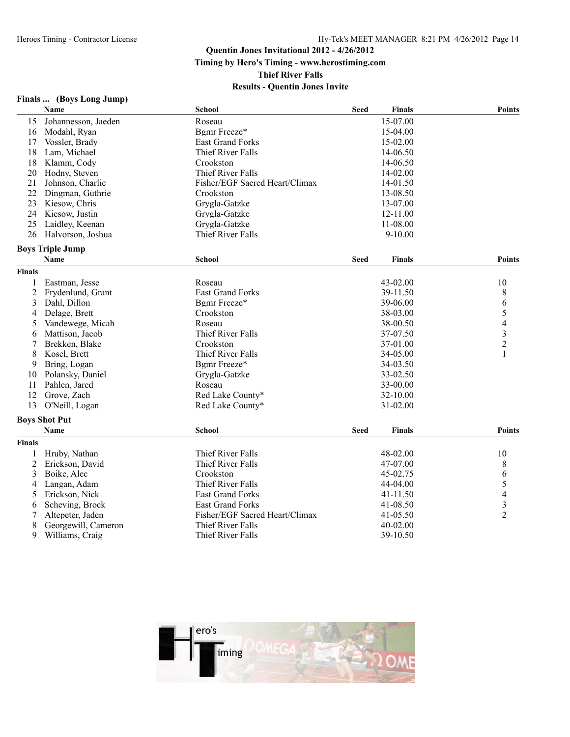# Quentin Jones Invitational 2012 - 4/26/2012

**Timing by Hero's Timing - www.herostiming.com**

**Thief River Falls**

**Results - Quentin Jones Invite**

### Finals ... (Boys Long Jump)

| | Name | School | Seed | Finals | Points |
|---|---|---|---|---|---|
| 15 | Johannesson, Jaeden | Roseau | | 15-07.00 | |
| 16 | Modahl, Ryan | Bgmr Freeze* | | 15-04.00 | |
| 17 | Vossler, Brady | East Grand Forks | | 15-02.00 | |
| 18 | Lam, Michael | Thief River Falls | | 14-06.50 | |
| 18 | Klamm, Cody | Crookston | | 14-06.50 | |
| 20 | Hodny, Steven | Thief River Falls | | 14-02.00 | |
| 21 | Johnson, Charlie | Fisher/EGF Sacred Heart/Climax | | 14-01.50 | |
| 22 | Dingman, Guthrie | Crookston | | 13-08.50 | |
| 23 | Kiesow, Chris | Grygla-Gatzke | | 13-07.00 | |
| 24 | Kiesow, Justin | Grygla-Gatzke | | 12-11.00 | |
| 25 | Laidley, Keenan | Grygla-Gatzke | | 11-08.00 | |
| 26 | Halvorson, Joshua | Thief River Falls | | 9-10.00 | |

### Boys Triple Jump

**Finals**

| | Name | School | Seed | Finals | Points |
|---|---|---|---|---|---|
| 1 | Eastman, Jesse | Roseau | | 43-02.00 | 10 |
| 2 | Frydenlund, Grant | East Grand Forks | | 39-11.50 | 8 |
| 3 | Dahl, Dillon | Bgmr Freeze* | | 39-06.00 | 6 |
| 4 | Delage, Brett | Crookston | | 38-03.00 | 5 |
| 5 | Vandewege, Micah | Roseau | | 38-00.50 | 4 |
| 6 | Mattison, Jacob | Thief River Falls | | 37-07.50 | 3 |
| 7 | Brekken, Blake | Crookston | | 37-01.00 | 2 |
| 8 | Kosel, Brett | Thief River Falls | | 34-05.00 | 1 |
| 9 | Bring, Logan | Bgmr Freeze* | | 34-03.50 | |
| 10 | Polansky, Daniel | Grygla-Gatzke | | 33-02.50 | |
| 11 | Pahlen, Jared | Roseau | | 33-00.00 | |
| 12 | Grove, Zach | Red Lake County* | | 32-10.00 | |
| 13 | O'Neill, Logan | Red Lake County* | | 31-02.00 | |

### Boys Shot Put

**Finals**

| | Name | School | Seed | Finals | Points |
|---|---|---|---|---|---|
| 1 | Hruby, Nathan | Thief River Falls | | 48-02.00 | 10 |
| 2 | Erickson, David | Thief River Falls | | 47-07.00 | 8 |
| 3 | Boike, Alec | Crookston | | 45-02.75 | 6 |
| 4 | Langan, Adam | Thief River Falls | | 44-04.00 | 5 |
| 5 | Erickson, Nick | East Grand Forks | | 41-11.50 | 4 |
| 6 | Scheving, Brock | East Grand Forks | | 41-08.50 | 3 |
| 7 | Altepeter, Jaden | Fisher/EGF Sacred Heart/Climax | | 41-05.50 | 2 |
| 8 | Georgewill, Cameron | Thief River Falls | | 40-02.00 | |
| 9 | Williams, Craig | Thief River Falls | | 39-10.50 | |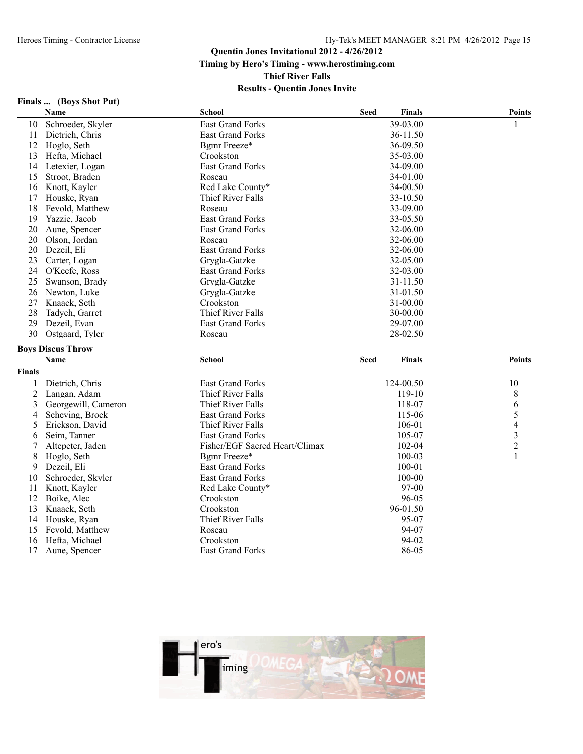Quentin Jones Invitational 2012 - 4/26/2012

Timing by Hero's Timing - www.herostiming.com

Thief River Falls

Results - Quentin Jones Invite

### Finals ... (Boys Shot Put)

| | Name | School | Seed | Finals | Points |
|---|---|---|---|---|---|
| 10 | Schroeder, Skyler | East Grand Forks | | 39-03.00 | 1 |
| 11 | Dietrich, Chris | East Grand Forks | | 36-11.50 | |
| 12 | Hoglo, Seth | Bgmr Freeze* | | 36-09.50 | |
| 13 | Hefta, Michael | Crookston | | 35-03.00 | |
| 14 | Letexier, Logan | East Grand Forks | | 34-09.00 | |
| 15 | Stroot, Braden | Roseau | | 34-01.00 | |
| 16 | Knott, Kayler | Red Lake County* | | 34-00.50 | |
| 17 | Houske, Ryan | Thief River Falls | | 33-10.50 | |
| 18 | Fevold, Matthew | Roseau | | 33-09.00 | |
| 19 | Yazzie, Jacob | East Grand Forks | | 33-05.50 | |
| 20 | Aune, Spencer | East Grand Forks | | 32-06.00 | |
| 20 | Olson, Jordan | Roseau | | 32-06.00 | |
| 20 | Dezeil, Eli | East Grand Forks | | 32-06.00 | |
| 23 | Carter, Logan | Grygla-Gatzke | | 32-05.00 | |
| 24 | O'Keefe, Ross | East Grand Forks | | 32-03.00 | |
| 25 | Swanson, Brady | Grygla-Gatzke | | 31-11.50 | |
| 26 | Newton, Luke | Grygla-Gatzke | | 31-01.50 | |
| 27 | Knaack, Seth | Crookston | | 31-00.00 | |
| 28 | Tadych, Garret | Thief River Falls | | 30-00.00 | |
| 29 | Dezeil, Evan | East Grand Forks | | 29-07.00 | |
| 30 | Ostgaard, Tyler | Roseau | | 28-02.50 | |

### Boys Discus Throw

**Finals**

| | Name | School | Seed | Finals | Points |
|---|---|---|---|---|---|
| 1 | Dietrich, Chris | East Grand Forks | | 124-00.50 | 10 |
| 2 | Langan, Adam | Thief River Falls | | 119-10 | 8 |
| 3 | Georgewill, Cameron | Thief River Falls | | 118-07 | 6 |
| 4 | Scheving, Brock | East Grand Forks | | 115-06 | 5 |
| 5 | Erickson, David | Thief River Falls | | 106-01 | 4 |
| 6 | Seim, Tanner | East Grand Forks | | 105-07 | 3 |
| 7 | Altepeter, Jaden | Fisher/EGF Sacred Heart/Climax | | 102-04 | 2 |
| 8 | Hoglo, Seth | Bgmr Freeze* | | 100-03 | 1 |
| 9 | Dezeil, Eli | East Grand Forks | | 100-01 | |
| 10 | Schroeder, Skyler | East Grand Forks | | 100-00 | |
| 11 | Knott, Kayler | Red Lake County* | | 97-00 | |
| 12 | Boike, Alec | Crookston | | 96-05 | |
| 13 | Knaack, Seth | Crookston | | 96-01.50 | |
| 14 | Houske, Ryan | Thief River Falls | | 95-07 | |
| 15 | Fevold, Matthew | Roseau | | 94-07 | |
| 16 | Hefta, Michael | Crookston | | 94-02 | |
| 17 | Aune, Spencer | East Grand Forks | | 86-05 | |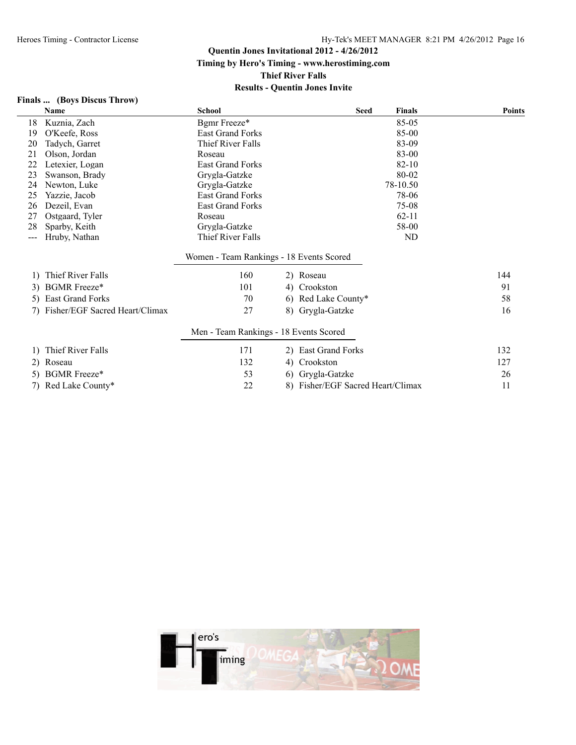Quentin Jones Invitational 2012 - 4/26/2012

Timing by Hero's Timing - www.herostiming.com

Thief River Falls

Results - Quentin Jones Invite

**Finals ... (Boys Discus Throw)**

| | Name | School | Seed | Finals | Points |
|---|---|---|---|---|---|
| 18 | Kuznia, Zach | Bgmr Freeze* | | 85-05 | |
| 19 | O'Keefe, Ross | East Grand Forks | | 85-00 | |
| 20 | Tadych, Garret | Thief River Falls | | 83-09 | |
| 21 | Olson, Jordan | Roseau | | 83-00 | |
| 22 | Letexier, Logan | East Grand Forks | | 82-10 | |
| 23 | Swanson, Brady | Grygla-Gatzke | | 80-02 | |
| 24 | Newton, Luke | Grygla-Gatzke | | 78-10.50 | |
| 25 | Yazzie, Jacob | East Grand Forks | | 78-06 | |
| 26 | Dezeil, Evan | East Grand Forks | | 75-08 | |
| 27 | Ostgaard, Tyler | Roseau | | 62-11 | |
| 28 | Sparby, Keith | Grygla-Gatzke | | 58-00 | |
| --- | Hruby, Nathan | Thief River Falls | | ND | |

Women - Team Rankings - 18 Events Scored

| | | | | | |
|---|---|---|---|---|---|
| 1) | Thief River Falls | 160 | 2) | Roseau | 144 |
| 3) | BGMR Freeze* | 101 | 4) | Crookston | 91 |
| 5) | East Grand Forks | 70 | 6) | Red Lake County* | 58 |
| 7) | Fisher/EGF Sacred Heart/Climax | 27 | 8) | Grygla-Gatzke | 16 |

Men - Team Rankings - 18 Events Scored

| | | | | | |
|---|---|---|---|---|---|
| 1) | Thief River Falls | 171 | 2) | East Grand Forks | 132 |
| 2) | Roseau | 132 | 4) | Crookston | 127 |
| 5) | BGMR Freeze* | 53 | 6) | Grygla-Gatzke | 26 |
| 7) | Red Lake County* | 22 | 8) | Fisher/EGF Sacred Heart/Climax | 11 |